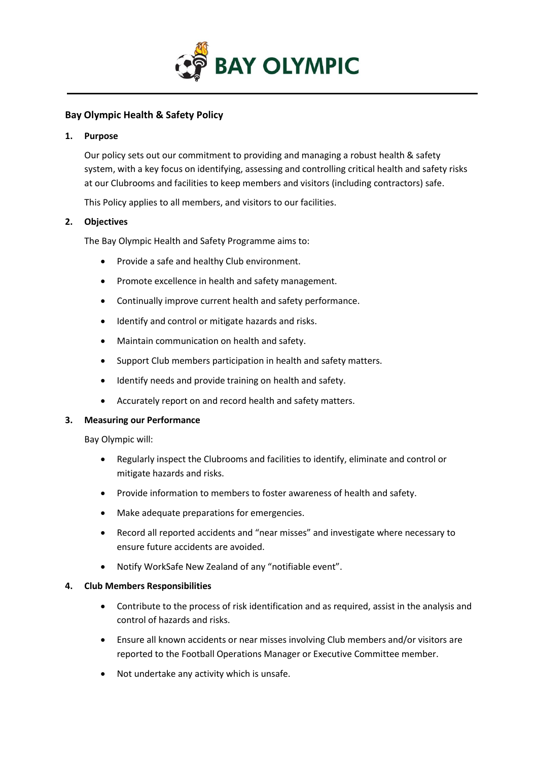# BAY OLYMPIC

## Bay Olympic Health & Safety Policy

### 1. Purpose

Our policy sets out our commitment to providing and managing a robust health & safety system, with a key focus on identifying, assessing and controlling critical health and safety risks at our Clubrooms and facilities to keep members and visitors (including contractors) safe.

This Policy applies to all members, and visitors to our facilities.

### 2. Objectives

The Bay Olympic Health and Safety Programme aims to:

- Provide a safe and healthy Club environment.
- Promote excellence in health and safety management.
- Continually improve current health and safety performance.
- Identify and control or mitigate hazards and risks.
- Maintain communication on health and safety.
- Support Club members participation in health and safety matters.
- Identify needs and provide training on health and safety.
- Accurately report on and record health and safety matters.

### 3. Measuring our Performance

Bay Olympic will:

- Regularly inspect the Clubrooms and facilities to identify, eliminate and control or mitigate hazards and risks.
- Provide information to members to foster awareness of health and safety.
- Make adequate preparations for emergencies.
- Record all reported accidents and "near misses" and investigate where necessary to ensure future accidents are avoided.
- Notify WorkSafe New Zealand of any "notifiable event".

### 4. Club Members Responsibilities

- Contribute to the process of risk identification and as required, assist in the analysis and control of hazards and risks.
- Ensure all known accidents or near misses involving Club members and/or visitors are reported to the Football Operations Manager or Executive Committee member.
- Not undertake any activity which is unsafe.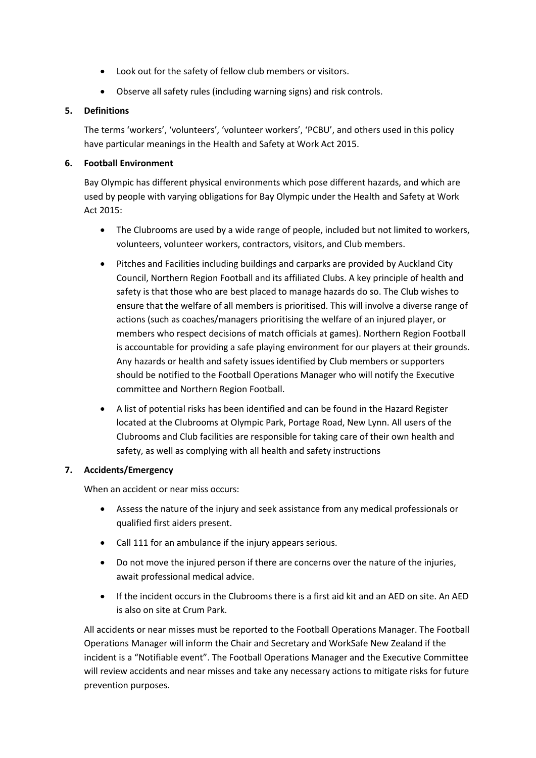- Look out for the safety of fellow club members or visitors.
- Observe all safety rules (including warning signs) and risk controls.

**5. Definitions**

The terms 'workers', 'volunteers', 'volunteer workers', 'PCBU', and others used in this policy have particular meanings in the Health and Safety at Work Act 2015.

**6. Football Environment**

Bay Olympic has different physical environments which pose different hazards, and which are used by people with varying obligations for Bay Olympic under the Health and Safety at Work Act 2015:

- The Clubrooms are used by a wide range of people, included but not limited to workers, volunteers, volunteer workers, contractors, visitors, and Club members.
- Pitches and Facilities including buildings and carparks are provided by Auckland City Council, Northern Region Football and its affiliated Clubs. A key principle of health and safety is that those who are best placed to manage hazards do so. The Club wishes to ensure that the welfare of all members is prioritised. This will involve a diverse range of actions (such as coaches/managers prioritising the welfare of an injured player, or members who respect decisions of match officials at games). Northern Region Football is accountable for providing a safe playing environment for our players at their grounds. Any hazards or health and safety issues identified by Club members or supporters should be notified to the Football Operations Manager who will notify the Executive committee and Northern Region Football.
- A list of potential risks has been identified and can be found in the Hazard Register located at the Clubrooms at Olympic Park, Portage Road, New Lynn. All users of the Clubrooms and Club facilities are responsible for taking care of their own health and safety, as well as complying with all health and safety instructions

**7. Accidents/Emergency**

When an accident or near miss occurs:

- Assess the nature of the injury and seek assistance from any medical professionals or qualified first aiders present.
- Call 111 for an ambulance if the injury appears serious.
- Do not move the injured person if there are concerns over the nature of the injuries, await professional medical advice.
- If the incident occurs in the Clubrooms there is a first aid kit and an AED on site. An AED is also on site at Crum Park.

All accidents or near misses must be reported to the Football Operations Manager. The Football Operations Manager will inform the Chair and Secretary and WorkSafe New Zealand if the incident is a "Notifiable event". The Football Operations Manager and the Executive Committee will review accidents and near misses and take any necessary actions to mitigate risks for future prevention purposes.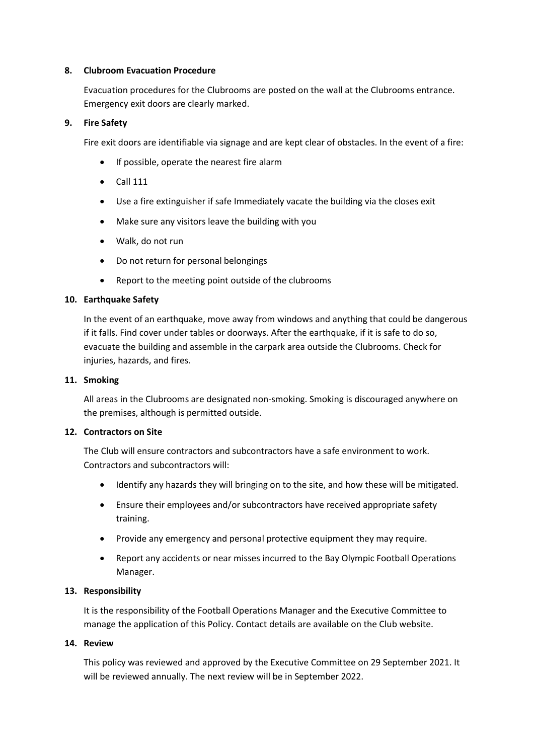**8. Clubroom Evacuation Procedure**

Evacuation procedures for the Clubrooms are posted on the wall at the Clubrooms entrance. Emergency exit doors are clearly marked.

**9. Fire Safety**

Fire exit doors are identifiable via signage and are kept clear of obstacles. In the event of a fire:

- If possible, operate the nearest fire alarm
- Call 111
- Use a fire extinguisher if safe Immediately vacate the building via the closes exit
- Make sure any visitors leave the building with you
- Walk, do not run
- Do not return for personal belongings
- Report to the meeting point outside of the clubrooms

**10. Earthquake Safety**

In the event of an earthquake, move away from windows and anything that could be dangerous if it falls. Find cover under tables or doorways. After the earthquake, if it is safe to do so, evacuate the building and assemble in the carpark area outside the Clubrooms. Check for injuries, hazards, and fires.

**11. Smoking**

All areas in the Clubrooms are designated non-smoking. Smoking is discouraged anywhere on the premises, although is permitted outside.

**12. Contractors on Site**

The Club will ensure contractors and subcontractors have a safe environment to work. Contractors and subcontractors will:

- Identify any hazards they will bringing on to the site, and how these will be mitigated.
- Ensure their employees and/or subcontractors have received appropriate safety training.
- Provide any emergency and personal protective equipment they may require.
- Report any accidents or near misses incurred to the Bay Olympic Football Operations Manager.

**13. Responsibility**

It is the responsibility of the Football Operations Manager and the Executive Committee to manage the application of this Policy. Contact details are available on the Club website.

**14. Review**

This policy was reviewed and approved by the Executive Committee on 29 September 2021. It will be reviewed annually. The next review will be in September 2022.